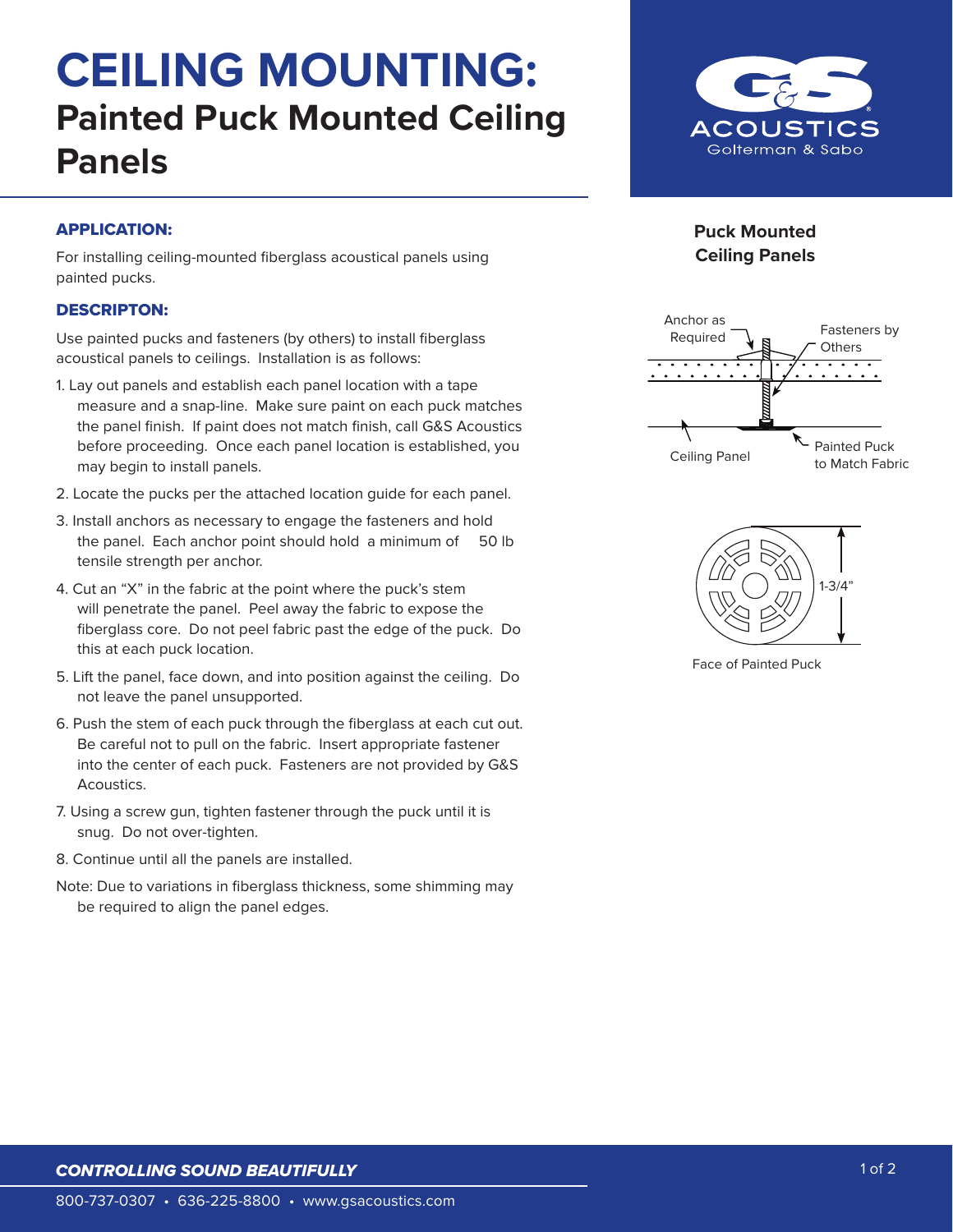# CEILING MOUNTING:
## Painted Puck Mounted Ceiling Panels

G&S ACOUSTICS
Golterman & Sabo

### APPLICATION:

For installing ceiling-mounted fiberglass acoustical panels using painted pucks.

### DESCRIPTON:

Use painted pucks and fasteners (by others) to install fiberglass acoustical panels to ceilings. Installation is as follows:

1. Lay out panels and establish each panel location with a tape measure and a snap-line. Make sure paint on each puck matches the panel finish. If paint does not match finish, call G&S Acoustics before proceeding. Once each panel location is established, you may begin to install panels.
2. Locate the pucks per the attached location guide for each panel.
3. Install anchors as necessary to engage the fasteners and hold the panel. Each anchor point should hold a minimum of 50 lb tensile strength per anchor.
4. Cut an "X" in the fabric at the point where the puck's stem will penetrate the panel. Peel away the fabric to expose the fiberglass core. Do not peel fabric past the edge of the puck. Do this at each puck location.
5. Lift the panel, face down, and into position against the ceiling. Do not leave the panel unsupported.
6. Push the stem of each puck through the fiberglass at each cut out. Be careful not to pull on the fabric. Insert appropriate fastener into the center of each puck. Fasteners are not provided by G&S Acoustics.
7. Using a screw gun, tighten fastener through the puck until it is snug. Do not over-tighten.
8. Continue until all the panels are installed.

Note: Due to variations in fiberglass thickness, some shimming may be required to align the panel edges.

**Puck Mounted Ceiling Panels**

Anchor as Required

Fasteners by Others

Ceiling Panel

Painted Puck to Match Fabric

1-3/4"

Face of Painted Puck

*CONTROLLING SOUND BEAUTIFULLY*

800-737-0307 • 636-225-8800 • www.gsacoustics.com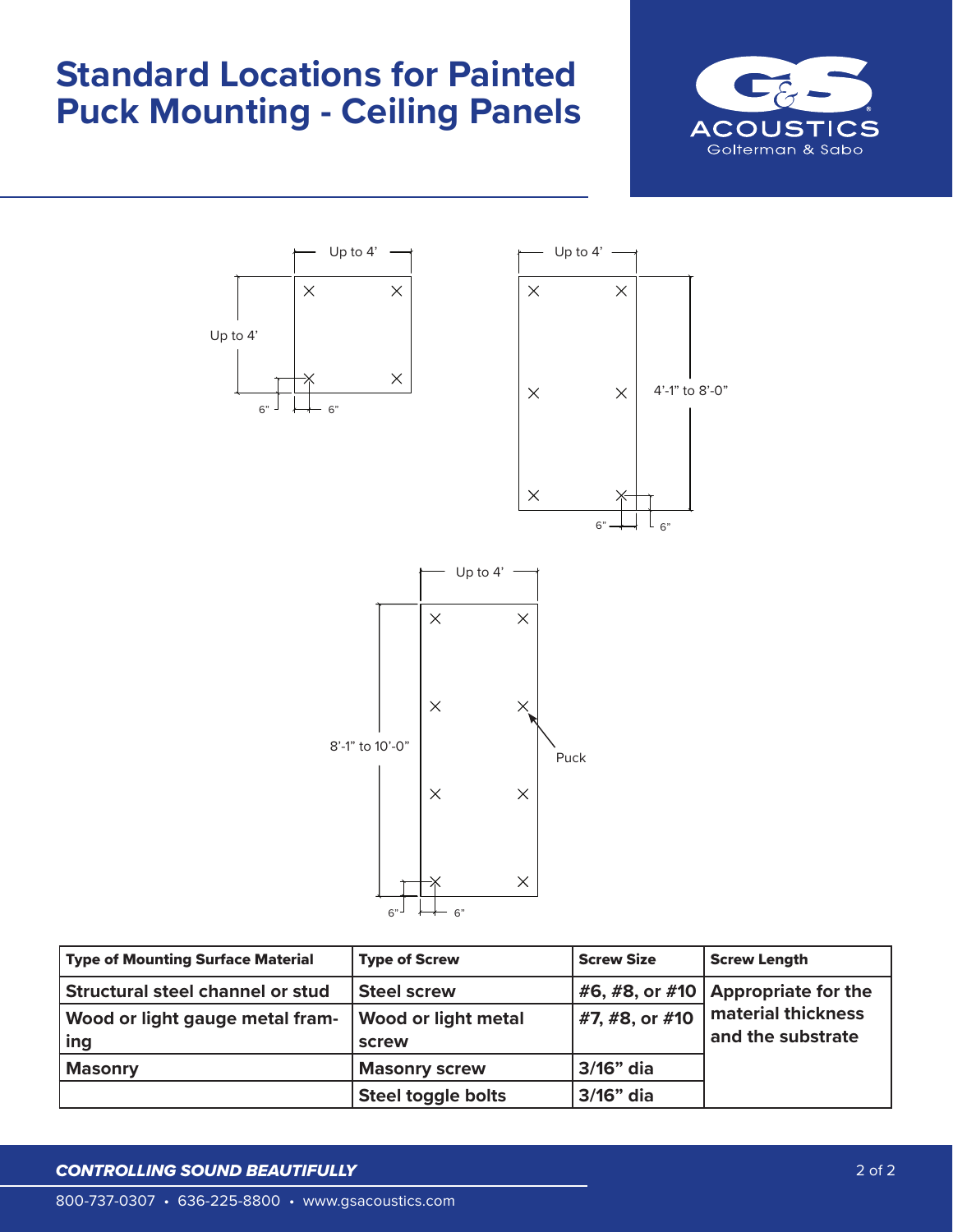# Standard Locations for Painted Puck Mounting - Ceiling Panels

Up to 4'

Up to 4'

6"

6"

Up to 4'

4'-1" to 8'-0"

6"

6"

Up to 4'

8'-1" to 10'-0"

Puck

6"

6"

| Type of Mounting Surface Material | Type of Screw | Screw Size | Screw Length |
|---|---|---|---|
| **Structural steel channel or stud** | **Steel screw** | **#6, #8, or #10** | **Appropriate for the material thickness and the substrate** |
| **Wood or light gauge metal framing** | **Wood or light metal screw** | **#7, #8, or #10** | |
| **Masonry** | **Masonry screw** | **3/16" dia** | |
| | **Steel toggle bolts** | **3/16" dia** | |

***CONTROLLING SOUND BEAUTIFULLY***

800-737-0307 • 636-225-8800 • www.gsacoustics.com